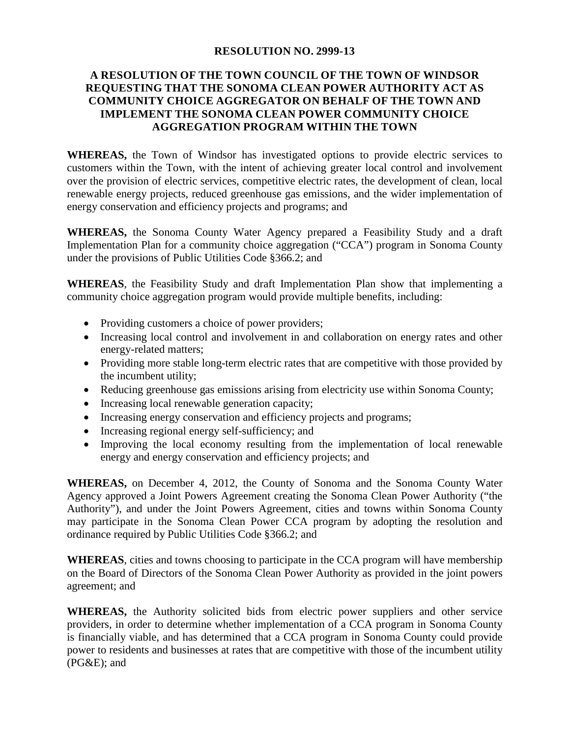# RESOLUTION NO. 2999-13

## A RESOLUTION OF THE TOWN COUNCIL OF THE TOWN OF WINDSOR REQUESTING THAT THE SONOMA CLEAN POWER AUTHORITY ACT AS COMMUNITY CHOICE AGGREGATOR ON BEHALF OF THE TOWN AND IMPLEMENT THE SONOMA CLEAN POWER COMMUNITY CHOICE AGGREGATION PROGRAM WITHIN THE TOWN

**WHEREAS,** the Town of Windsor has investigated options to provide electric services to customers within the Town, with the intent of achieving greater local control and involvement over the provision of electric services, competitive electric rates, the development of clean, local renewable energy projects, reduced greenhouse gas emissions, and the wider implementation of energy conservation and efficiency projects and programs; and

**WHEREAS,** the Sonoma County Water Agency prepared a Feasibility Study and a draft Implementation Plan for a community choice aggregation ("CCA") program in Sonoma County under the provisions of Public Utilities Code §366.2; and

**WHEREAS**, the Feasibility Study and draft Implementation Plan show that implementing a community choice aggregation program would provide multiple benefits, including:

- Providing customers a choice of power providers;
- Increasing local control and involvement in and collaboration on energy rates and other energy-related matters;
- Providing more stable long-term electric rates that are competitive with those provided by the incumbent utility;
- Reducing greenhouse gas emissions arising from electricity use within Sonoma County;
- Increasing local renewable generation capacity;
- Increasing energy conservation and efficiency projects and programs;
- Increasing regional energy self-sufficiency; and
- Improving the local economy resulting from the implementation of local renewable energy and energy conservation and efficiency projects; and

**WHEREAS,** on December 4, 2012, the County of Sonoma and the Sonoma County Water Agency approved a Joint Powers Agreement creating the Sonoma Clean Power Authority ("the Authority"), and under the Joint Powers Agreement, cities and towns within Sonoma County may participate in the Sonoma Clean Power CCA program by adopting the resolution and ordinance required by Public Utilities Code §366.2; and

**WHEREAS**, cities and towns choosing to participate in the CCA program will have membership on the Board of Directors of the Sonoma Clean Power Authority as provided in the joint powers agreement; and

**WHEREAS,** the Authority solicited bids from electric power suppliers and other service providers, in order to determine whether implementation of a CCA program in Sonoma County is financially viable, and has determined that a CCA program in Sonoma County could provide power to residents and businesses at rates that are competitive with those of the incumbent utility (PG&E); and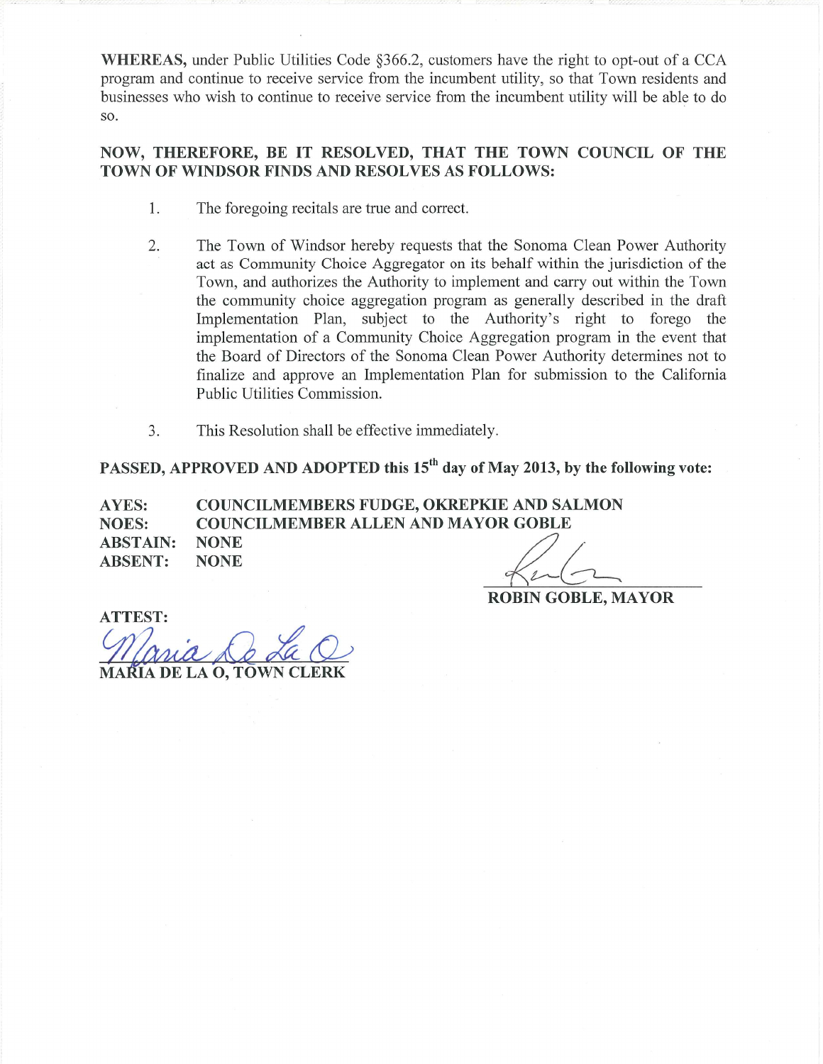**WHEREAS,** under Public Utilities Code §366.2, customers have the right to opt-out of a CCA program and continue to receive service from the incumbent utility, so that Town residents and businesses who wish to continue to receive service from the incumbent utility will be able to do so.

**NOW, THEREFORE, BE IT RESOLVED, THAT THE TOWN COUNCIL OF THE TOWN OF WINDSOR FINDS AND RESOLVES AS FOLLOWS:**

1. The foregoing recitals are true and correct.

2. The Town of Windsor hereby requests that the Sonoma Clean Power Authority act as Community Choice Aggregator on its behalf within the jurisdiction of the Town, and authorizes the Authority to implement and carry out within the Town the community choice aggregation program as generally described in the draft Implementation Plan, subject to the Authority's right to forego the implementation of a Community Choice Aggregation program in the event that the Board of Directors of the Sonoma Clean Power Authority determines not to finalize and approve an Implementation Plan for submission to the California Public Utilities Commission.

3. This Resolution shall be effective immediately.

**PASSED, APPROVED AND ADOPTED this 15th day of May 2013, by the following vote:**

| | |
|---|---|
| **AYES:** | **COUNCILMEMBERS FUDGE, OKREPKIE AND SALMON** |
| **NOES:** | **COUNCILMEMBER ALLEN AND MAYOR GOBLE** |
| **ABSTAIN:** | **NONE** |
| **ABSENT:** | **NONE** |

**ROBIN GOBLE, MAYOR**

**ATTEST:**

**MARIA DE LA O, TOWN CLERK**